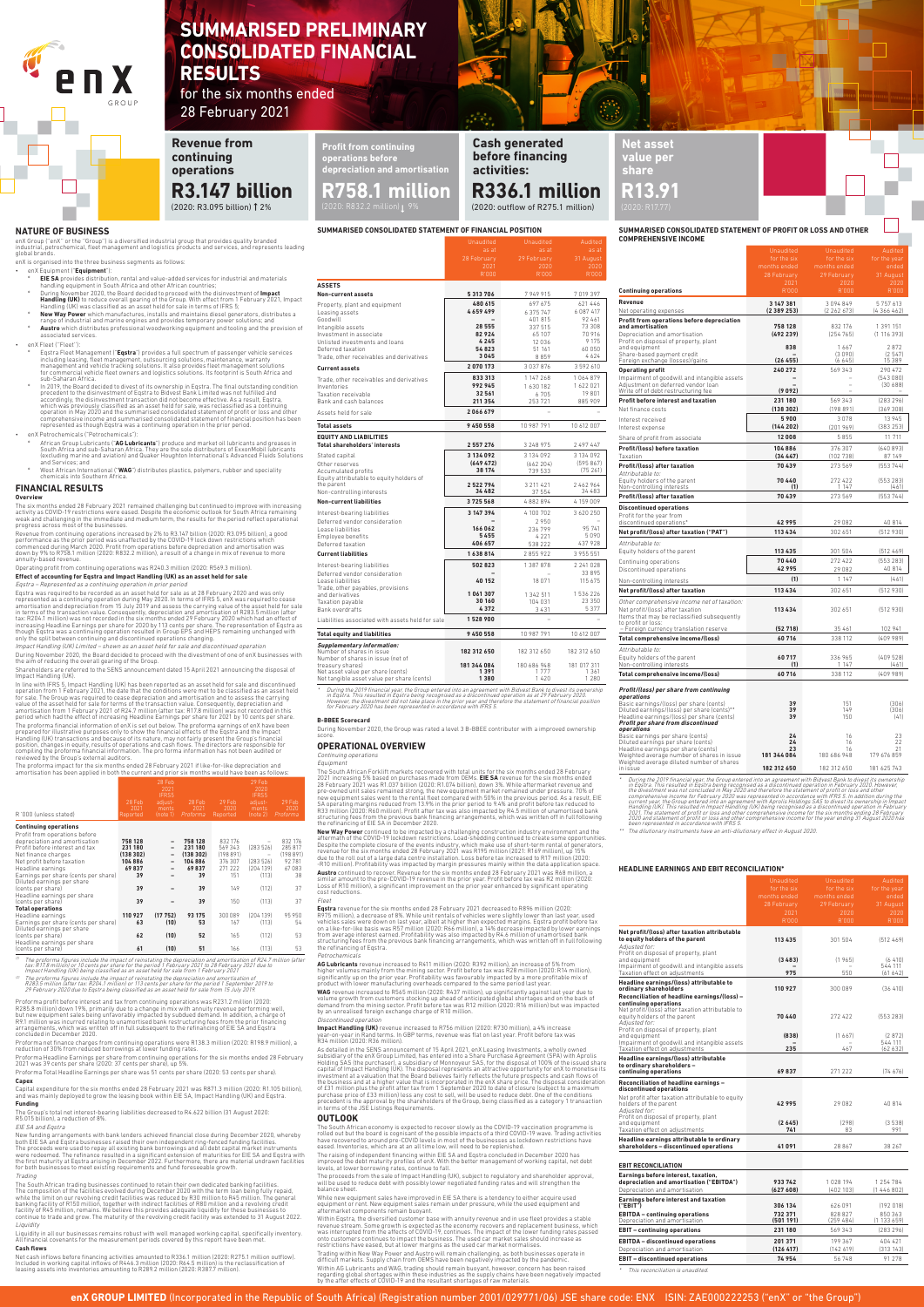# SUMMARISED PRELIMINARY CONSOLIDATED FINANCIAL RESULTS

for the six months ended 28 February 2021

**Revenue from continuing operations**
**R3.147 billion**
(2020: R3.095 billion) ↑ 2%

**Profit from continuing operations before depreciation and amortisation**
**R758.1 million**
(2020: R832.2 million) ↓ 9%

**Cash generated before financing activities:**
**R336.1 million**
(2020: outflow of R275.1 million)

**Net asset value per share**
**R13.91**
(2020: R17.77)

## NATURE OF BUSINESS

enX Group ("enX" or the "Group") is a diversified industrial group that provides quality branded industrial, petrochemical, fleet management and logistics products and services, and represents leading global brands.

enX is organised into the three business segments as follows:

- enX Equipment ("**Equipment**"):
  - **EIE SA** provides distribution, rental and value-added services for industrial and materials handling equipment in South Africa and other African countries;
  - During November 2020, the Board decided to proceed with the disinvestment of **Impact Handling (UK)** to reduce overall gearing of the Group. With effect from 1 February 2021, Impact Handling (UK) was classified as an asset held for sale in terms of IFRS 5;
  - **New Way Power** which manufactures, installs and maintains diesel generators, distributes a range of industrial and marine engines and provides temporary power solutions; and
  - **Austro** which distributes professional woodworking equipment and tooling and the provision of associated services.
- enX Fleet ("Fleet"):
  - Eqstra Fleet Management ("**Eqstra**") provides a full spectrum of passenger vehicle services including leasing, fleet management, outsourcing solutions, maintenance, warranty management and vehicle tracking solutions. It also provides fleet management solutions for commercial vehicle fleet owners and logistics solutions. Its footprint is South Africa and sub-Saharan Africa.
  - In 2019, the Board decided to divest of its ownership in Eqstra. The final outstanding condition precedent to the disinvestment of Eqstra to Bidvest Bank Limited was not fulfilled and accordingly, the disinvestment transaction did not become effective. As a result, Eqstra, which was previously classified as an asset held for sale, was reclassified as a continuing operation in May 2020 and the summarised consolidated statement of profit or loss and other comprehensive income and summarised consolidated statement of financial position has been represented as though Eqstra was a continuing operation in the prior period.
- enX Petrochemicals ("Petrochemicals"):
  - African Group Lubricants ("**AG Lubricants**") produce and market oil lubricants and greases in South Africa and sub-Saharan Africa. They are the sole distributors of ExxonMobil lubricants (excluding marine and aviation) and Quaker Houghton International's Advanced Fluids Solutions and Services; and
  - West African International ("**WAG**") distributes plastics, polymers, rubber and speciality chemicals into Southern Africa.

## FINANCIAL RESULTS

### Overview

The six months ended 28 February 2021 remained challenging but continued to improve with increasing activity as COVID-19 restrictions were eased. Despite the economic outlook for South Africa remaining weak and challenging in the immediate and medium term, the results for the period reflect operational progress across most of the businesses.

Revenue from continuing operations increased by 2% to R3.147 billion (2020: R3.095 billion). A good performance as the prior period was unaffected by the COVID-19 lock down restrictions which commenced during March 2020. Profit from operations before depreciation and amortisation was down by 9% to R758.1 million (2020: R832.2 million), a result of a change in mix of revenue to more annuity-based revenue.

Operating profit from continuing operations was R240.3 million (2020: R569.3 million).

### Effect of accounting for Eqstra and Impact Handling (UK) as an asset held for sale

*Eqstra – Represented as a continuing operation in prior period*

Eqstra was required to be recorded as an asset held for sale as at 28 February 2020 and was only represented as a continuing operation during May 2020. In terms of IFRS 5, enX was required to cease amortisation and depreciation from 15 July 2019 and assess the carrying value of the asset held for sale in terms of the transaction value. Consequently, depreciation and amortisation of R283.5 million (after tax: R204.1 million) was not recorded in the six months ended 29 February 2020 which had an effect of increasing Headline Earnings per share for 2020 by 113 cents per share. The representation of Eqstra as though Eqstra was a continuing operation resulted in Group EPS and HEPS remaining unchanged with only the split between continuing and discontinued operations changing.

*Impact Handling (UK) Limited – shown as an asset held for sale and discontinued operation*

During November 2020, the Board decided to proceed with the divestment of one of enX businesses with the aim of reducing the overall gearing of the Group.

Shareholders are referred to the SENS announcement dated 15 April 2021 announcing the disposal of Impact Handling (UK).

In line with IFRS 5, Impact Handling (UK) has been reported as an asset held for sale and discontinued operation from 1 February 2021, the date that the conditions were met to be classified as an asset held for sale. The Group was required to cease depreciation and amortisation and to assess the carrying value of the asset held for sale in terms of the transaction value. Consequently, depreciation and amortisation from 1 February 2021 of R24.7 million (after tax: R17.8 million) was not recorded in this period which had the effect of increasing Headline Earnings per share for 2021 by 10 cents per share.

The proforma financial information of enX is set out below. The proforma earnings of enX have been prepared for illustrative purposes only to show the financial effects of the Eqstra and the Impact Handling (UK) transactions and because of its nature, may not fairly present the Group's financial position, changes in equity, results of operations and cash flows. The directors are responsible for compiling the proforma financial information. The proforma information has not been audited or reviewed by the Group's external auditors.

The proforma impact for the six months ended 28 February 2021 if like-for-like depreciation and amortisation has been applied in both the current and prior six months would have been as follows:

| R'000 (unless stated) | 28 Feb 2021 Reported | 28 Feb 2021 IFRS5 adjust-ments (note 1) | 28 Feb 2021 Proforma | 29 Feb 2020 Reported | 29 Feb 2020 IFRS5 adjust-ments (note 2) | 29 Feb 2020 Proforma |
|---|---|---|---|---|---|---|
| **Continuing operations** | | | | | | |
| Profit from operations before depreciation and amortisation | 758 128 | – | 758 128 | 832 176 | – | 832 176 |
| Profit before interest and tax | 231 180 | – | 231 180 | 569 343 | (283 526) | 285 817 |
| Net finance charges | (138 302) | – | (138 302) | (198 891) | – | (198 891) |
| Net profit before taxation | 106 886 | – | 106 886 | 376 307 | (283 526) | 92 781 |
| Headline earnings | 69 837 | – | 69 837 | 271 222 | (204 139) | 67 083 |
| Earnings per share (cents per share) | 39 | – | 39 | 151 | (113) | 38 |
| Diluted earnings per share (cents per share) | 39 | – | 39 | 149 | (112) | 37 |
| Headline earnings per share (cents per share) | 39 | – | 39 | 150 | (113) | 37 |
| **Total operations** | | | | | | |
| Headline earnings | 110 927 | (17 752) | 93 175 | 300 089 | (204 139) | 95 950 |
| Earnings per share (cents per share) | 63 | (10) | 53 | 167 | (113) | 54 |
| Diluted earnings per share (cents per share) | 62 | (10) | 52 | 165 | (112) | 53 |
| Headline earnings per share (cents per share) | 61 | (10) | 51 | 166 | (113) | 53 |

(1) The proforma figures include the impact of reinstating the depreciation and amortisation of R24.7 million (after tax: R17.8 million) or 10 cents per share for the period 1 February 2021 to 28 February 2021 due to Impact Handling (UK) being classified as an asset held for sale from 1 February 2021.

(2) The proforma figures include the impact of reinstating the depreciation and amortisation of R283.5 million (after tax: R204.1 million) or 113 cents per share for the period 1 September 2019 to 29 February 2020 due to Eqstra being classified as an asset held for sale from 15 July 2019.

Proforma profit before interest and tax from continuing operations was R231.2 million (2020: R285.8 million) down 19%, primarily due to a change in mix with annuity revenue performing well, but new equipment sales being unfavorably impacted by subdued demand. In addition, a charge of R9.1 million was incurred relating to unamortised bank restructuring fees from the prior financing arrangements, which was written off in full subsequent to the refinancing of EIE SA and Eqstra concluded in December 2020.

Proforma net finance charges from continuing operations were R138.3 million (2020: R198.9 million), a reduction of 30% from reduced borrowings at lower funding rates.

Proforma Headline Earnings per share from continuing operations for the six months ended 28 February 2021 was 39 cents per share (2020: 37 cents per share), up 5%.

Proforma Total Headline Earnings per share was 51 cents per share (2020: 53 cents per share).

### Capex

Capital expenditure for the six months ended 28 February 2021 was R871.3 million (2020: R1.105 billion), and was mainly deployed to grow the leasing book within EIE SA, Impact Handling (UK) and Eqstra.

### Funding

The Group's total net interest-bearing liabilities decreased to R4.622 billion (31 August 2020: R5.015 billion), a reduction of 8%.

*EIE SA and Eqstra*

New funding arrangements with bank lenders achieved financial close during December 2020, whereby both EIE SA and Eqstra businesses raised their own independent ring-fenced funding facilities. The proceeds were used to repay all existing bank borrowings and all debt capital market instruments were redeemed. The refinance resulted in a significant extension of maturities for EIE SA and Eqstra with the first maturity at Eqstra arising in December 2022. Furthermore, there are material undrawn facilities for both businesses to meet existing requirements and fund foreseeable growth.

*Trading*

The South African trading businesses continued to retain their own dedicated banking facilities. The composition of the facilities evolved during December 2020 with the term loan being fully repaid, while the limit on our revolving credit facilities was reduced by R30 million to R45 million. The general banking facility of R150 million, together with undrawn facilities of R80 million and a revolving credit facility of R45 million, remains. We believe this provides adequate liquidity for these businesses to continue to trade and grow. The maturity of the revolving credit facility was extended to 31 August 2022.

*Liquidity*

Liquidity in all our businesses remains robust with well managed working capital, specifically inventory. All financial covenants for the measurement periods covered by this report have been met.

### Cash flows

Net cash inflows before financing activities amounted to R336.1 million (2020: R275.1 million outflow). Included in working capital inflows of R446.3 million (2020: R64.5 million) is the reclassification of leasing assets into inventories amounting to R289.2 million (2020: R387.7 million).

## SUMMARISED CONSOLIDATED STATEMENT OF FINANCIAL POSITION

| | Unaudited as at 28 February 2021 R'000 | Unaudited as at 29 February 2020 R'000 | Audited as at 31 August 2020 R'000 |
|---|---|---|---|
| **ASSETS** | | | |
| **Non-current assets** | **5 313 706** | **7 949 915** | **7 019 397** |
| Property, plant and equipment | 480 615 | 697 675 | 621 446 |
| Leasing assets | 4 659 499 | 6 375 747 | 6 087 417 |
| Goodwill | – | 401 815 | 92 461 |
| Intangible assets | 28 555 | 337 515 | 73 308 |
| Investment in associate | 82 924 | 65 107 | 70 916 |
| Unlisted investments and loans | 4 245 | 12 036 | 9 175 |
| Deferred taxation | 54 823 | 51 161 | 60 050 |
| Trade, other receivables and derivatives | 3 045 | 8 859 | 4 624 |
| **Current assets** | **2 070 173** | **3 037 876** | **3 592 610** |
| Trade, other receivables and derivatives | 833 313 | 1 147 268 | 1 064 879 |
| Inventories | 992 945 | 1 630 182 | 1 622 021 |
| Taxation receivable | 32 561 | 6 705 | 19 801 |
| Bank and cash balances | 211 354 | 253 721 | 885 909 |
| Assets held for sale | 2 066 679 | – | – |
| **Total assets** | **9 450 558** | **10 987 791** | **10 612 007** |
| **EQUITY AND LIABILITIES** | | | |
| **Total shareholders' interests** | **2 557 276** | **3 248 975** | **2 497 447** |
| Stated capital | 3 134 092 | 3 134 092 | 3 134 092 |
| Other reserves | (649 472) | (662 204) | (595 867) |
| Accumulated profits | 38 174 | 739 533 | (75 261) |
| Equity attributable to equity holders of the parent | 2 522 794 | 3 211 421 | 2 462 964 |
| Non-controlling interests | 34 482 | 37 554 | 34 483 |
| **Non-current liabilities** | **3 725 568** | **4 882 894** | **4 159 009** |
| Interest-bearing liabilities | 3 147 394 | 4 100 702 | 3 620 250 |
| Deferred vendor consideration | – | 2 950 | – |
| Lease liabilities | 166 062 | 236 799 | 95 741 |
| Employee benefits | 5 455 | 4 221 | 5 090 |
| Deferred taxation | 406 657 | 538 222 | 437 928 |
| **Current liabilities** | **1 638 814** | **2 855 922** | **3 955 551** |
| Interest-bearing liabilities | 502 823 | 1 387 878 | 2 241 028 |
| Deferred vendor consideration | – | – | 33 895 |
| Lease liabilities | 40 152 | 18 071 | 115 675 |
| Trade, other payables, provisions and derivatives | 1 061 307 | 1 342 511 | 1 536 226 |
| Taxation payable | 30 160 | 104 031 | 23 350 |
| Bank overdrafts | 4 372 | 3 431 | 5 377 |
| Liabilities associated with assets held for sale | 1 528 900 | – | – |
| **Total equity and liabilities** | **9 450 558** | **10 987 791** | **10 612 007** |
| ***Supplementary information:*** | | | |
| Number of shares in issue | 182 312 650 | 182 312 650 | 182 312 650 |
| Number of shares in issue (net of treasury shares) | 181 344 084 | 180 686 948 | 181 017 311 |
| Net asset value per share (cents) | 1 391 | 1 777 | 1 361 |
| Net tangible asset value per share (cents) | 1 380 | 1 420 | 1 280 |

\* During the 2019 financial year, the Group entered into an agreement with Bidvest Bank to divest its ownership in Eqstra. This resulted in Eqstra being recognised as a discontinued operation as at 29 February 2020. However, the divestment did not take place in the prior year and therefore the statement of financial position for February 2020 has been represented in accordance with IFRS 5.

### B-BBEE Scorecard

During November 2020, the Group was rated a level 3 B-BBEE contributor with a improved ownership score.

## OPERATIONAL OVERVIEW

*Continuing operations*

*Equipment*

The South African Forklift markets recovered with total units for the six months ended 28 February 2021 increasing 5% based on purchases made from OEMs. **EIE SA** revenue for the six months ended 28 February 2021 was R1.037 billion (2020: R1.074 billion), down 3%. While aftermarket revenue and pre-owned unit sales remained strong, the new equipment market remained under pressure. 70% of new equipment sales went to the rental fleet compared with 50% in the previous period. As a result, EIE SA operating margins reduced from 13.9% in the prior period to 9.4% and profit before tax reduced to R33 million (2020: R60 million). Profit after tax was also impacted by R4.5 million of unamortised bank structuring fees from the previous bank financing arrangements, which was written off in full following the refinancing of EIE SA in December 2020.

**New Way Power** continued to be impacted by a challenging construction industry environment and the aftermath of the COVID-19 lockdown restrictions. Lack of tenders continued to create some opportunities. Despite the complete closure of the events industry, which make use of short-term rental of generators, revenue for the six months ended 28 February 2021 was R195 million (2021: R169 million), up 15% due to the roll out of a large data centre installation. Loss before tax increased to R17 million (2020: -R10 million). Profitability was impacted by margin pressures mainly within the data application space.

**Austro** continued to recover. Revenue for the six months ended 28 February 2021 was R68 million, a similar amount to the pre-COVID-19 revenue in the prior year. Profit before tax was R2 million (2020: Loss of R10 million), a significant improvement on the prior year enhanced by significant operating cost reductions.

*Fleet*

**Eqstra** revenue for the six months ended 28 February 2021 decreased to R896 million (2020: R975 million), a decrease of 8%. While unit rentals of vehicles were slightly lower than last year, used vehicles sales were down on last year, albeit at higher than expected margins. Eqstra profit before tax on a like-for-like basis was R57 million (2020: R66 million), a 14% decrease impacted by lower earnings from average interest earned. Profitability was also impacted by R4.6 million of unamortised bank structuring fees from the previous banking financing arrangements, which was written off in full following the refinancing of Eqstra.

*Petrochemicals*

**AG Lubricants** revenue increased to R411 million (2020: R392 million), an increase of 5% from higher volumes mainly from the mining sector. Profit before tax was R28 million (2020: R14 million), significantly up on the prior year. Profitability was favourably impacted by a more profitable mix of product with lower manufacturing overheads compared to the same period last year.

**WAG** revenue increased to R565 million (2020: R437 million), up significantly against last year due to volume growth from customers stocking up ahead of anticipated global shortages and on the back of demand from the mining sector. Profit before tax was R12 million (2020: R16 million) but was impacted by an unrealised foreign exchange charge of R10 million.

*Discontinued operation*

**Impact Handling (UK)** revenue increased to R756 million (2020: R730 million), a 4% increase year-on-year in Rand terms. In GBP terms, revenue was flat on last year. Profit before tax was R34 million (2020: R36 million).

As detailed in the SENS announcement of 15 April 2021, enX Leasing Investments, a wholly owned subsidiary of the enX Group Limited, has entered into a Share Purchase Agreement (SPA) with Aprolis Holding SAS (the purchaser), a subsidiary of Monnoyeur SAS, for the disposal of 100% of the issued share capital of Impact Handling (UK). The disposal represents an attractive opportunity for enX to monetise its investment at a valuation that the Board believes fairly reflects the future prospects and cash flows of the business and at a higher value that is incorporated in the enX share price. The disposal consideration of £31 million plus the profit after tax from 1 September 2020 to date of closure (subject to a maximum purchase price of £33 million) less any cost to sell, will be used to reduce debt. One of the conditions precedent is the approval by the shareholders of the Group, being classified as a category 1 transaction in terms of the JSE Listings Requirements.

## OUTLOOK

The South African economy is expected to recover slowly as the COVID-19 vaccination programme is rolled out but the board is cognisant of the possible impacts of a third COVID-19 wave. Trading activities have recovered to around pre-COVID levels in most of the businesses as lockdown restrictions have eased. Inventories, which are at an all time low, will need to be replenished.

The raising of independent financing within EIE SA and Eqstra concluded in December 2020 has improved the debt maturity profiles of enX. With the better management of working capital, net debt levels, at lower borrowing rates, continue to fall.

The proceeds from the sale of Impact Handling (UK), subject to regulatory and shareholder approval, will be used to reduce debt with possibly lower negotiated funding rates and will strengthen the balance sheet.

While new equipment sales have improved in EIE SA there is a tendency to either acquire used equipment or rent. New equipment sales remain under pressure, while the used equipment and aftermarket components remain buoyant.

Within Eqstra, the diversified customer base with annuity revenue and in use fleet provides a stable revenue stream. Some growth is expected as the economy recovers and replacement business, which was interrupted from the effects of COVID-19, continues. The impact of the lower funding rates passed onto customers continues to impact the business. The used car market sales should increase as restrictions have eased, but at lower margins as the used car market normalises.

Trading within New Way Power and Austro will remain challenging, as both businesses operate in difficult markets. Supply chain from OEMS have been negatively impacted by the pandemic.

Within AG Lubricants and WAG, trading should remain buoyant, however, concern has been raised regarding global shortages within these industries as the supply chains have been negatively impacted by the after effects of COVID-19 and the resultant shortages of raw materials.

## SUMMARISED CONSOLIDATED STATEMENT OF PROFIT OR LOSS AND OTHER COMPREHENSIVE INCOME

| | Unaudited for the six months ended 28 February 2021 R'000 | Unaudited for the six months ended 29 February 2020 R'000 | Audited for the year ended 31 August 2020 R'000 |
|---|---|---|---|
| **Continuing operations** | | | |
| **Revenue** | **3 147 381** | 3 094 849 | 5 757 613 |
| Net operating expenses | (2 389 253) | (2 262 673) | (4 366 462) |
| **Profit from operations before depreciation and amortisation** | **758 128** | 832 176 | 1 391 151 |
| Depreciation and amortisation | (492 239) | (254 765) | (1 116 393) |
| Profit on disposal of property, plant and equipment | 838 | 1 667 | 2 872 |
| Share-based payment credit | – | (3 090) | (2 547) |
| Foreign exchange (losses)/gains | (26 455) | (6 645) | 15 389 |
| **Operating profit** | **240 272** | 569 343 | 290 472 |
| Impairment of goodwill and intangible assets | – | – | (543 080) |
| Adjustment on deferred vendor loan | – | – | (30 688) |
| Write off of debt restructuring fee | (9 092) | – | – |
| **Profit before interest and taxation** | **231 180** | 569 343 | (283 296) |
| Net finance costs | (138 302) | (198 891) | (369 308) |
| Interest received | 5 900 | 3 078 | 13 945 |
| Interest expense | (144 202) | (201 969) | (383 253) |
| Share of profit from associate | 12 008 | 5 855 | 11 711 |
| **Profit/(loss) before taxation** | **104 886** | 376 307 | (640 893) |
| Taxation | (34 447) | (102 738) | 87 149 |
| **Profit/(loss) after taxation** | **70 439** | 273 569 | (553 744) |
| *Attributable to:* | | | |
| Equity holders of the parent | 70 440 | 272 422 | (553 283) |
| Non-controlling interests | (1) | 1 147 | (461) |
| **Profit/(loss) after taxation** | **70 439** | 273 569 | (553 744) |
| **Discontinued operations** | | | |
| Profit for the year from discontinued operations* | 42 995 | 29 082 | 40 814 |
| **Net profit/(loss) after taxation ("PAT")** | **113 434** | 302 651 | (512 930) |
| *Attributable to:* | | | |
| Equity holders of the parent | 113 435 | 301 504 | (512 469) |
| Continuing operations | 70 440 | 272 422 | (553 283) |
| Discontinued operations | 42 995 | 29 082 | 40 814 |
| Non-controlling interests | (1) | 1 147 | (461) |
| **Net profit/(loss) after taxation** | **113 434** | 302 651 | (512 930) |
| *Other comprehensive income net of taxation:* | | | |
| Net profit/(loss) after taxation | 113 434 | 302 651 | (512 930) |
| Items that may be reclassified subsequently to profit or loss: | | | |
| – Foreign currency translation reserve | (52 718) | 35 461 | 102 941 |
| **Total comprehensive income/(loss)** | **60 716** | 338 112 | (409 989) |
| *Attributable to:* | | | |
| Equity holders of the parent | 60 717 | 336 965 | (409 528) |
| Non-controlling interests | (1) | 1 147 | (461) |
| **Total comprehensive income/(loss)** | **60 716** | 338 112 | (409 989) |
| ***Profit/(loss) per share from continuing operations*** | | | |
| Basic earnings/(loss) per share (cents) | 39 | 151 | (306) |
| Diluted earnings/(loss) per share (cents)** | 39 | 149 | (306) |
| Headline earnings/(loss) per share (cents) | 39 | 150 | (41) |
| ***Profit per share from discontinued operations*** | | | |
| Basic earnings per share (cents) | 24 | 16 | 23 |
| Diluted earnings per share (cents) | 24 | 16 | 22 |
| Headline earnings per share (cents) | 23 | 16 | 21 |
| Weighted average number of shares in issue | 181 344 084 | 180 686 948 | 179 676 859 |
| Weighted average diluted number of shares in issue | 182 312 650 | 182 312 650 | 181 625 743 |

\* During the 2019 financial year, the Group entered into an agreement with Bidvest Bank to divest its ownership in Eqstra. This resulted in Eqstra being recognised as a discontinued operation in February 2020. However, the divestment was not concluded in May 2020 and therefore the statement of profit or loss and other comprehensive income for February 2020 was represented in accordance with IFRS 5. In addition during the current year, the Group entered into an agreement with Aprolis Holdings SAS to divest its ownership in Impact Handling (UK). This resulted in Impact Handling (UK) being classified as a discontinued operation in February 2021. The statement of profit or loss and other comprehensive income for the six months ending 29 February 2020 and statement of profit or loss and other comprehensive income for the year ending 31 August 2020 has been represented in accordance with IFRS 5.

\*\* The dilutionary instruments have an anti-dilutionary effect in August 2020.

## HEADLINE EARNINGS AND EBIT RECONCILIATION*

| | Unaudited for the six months ended 28 February 2021 R'000 | Unaudited for the six months ended 29 February 2020 R'000 | Audited for the year ended 31 August 2020 R'000 |
|---|---|---|---|
| **Net profit/(loss) after taxation attributable to equity holders of the parent** | **113 435** | 301 504 | (512 469) |
| *Adjusted for:* | | | |
| Profit on disposal of property, plant and equipment | (3 483) | (1 965) | (6 410) |
| Impairment of goodwill and intangible assets | – | – | 544 111 |
| Taxation effect on adjustments | 975 | 550 | (61 642) |
| **Headline earnings/(loss) attributable to ordinary shareholders** | **110 927** | 300 089 | (36 410) |
| **Reconciliation of headline earnings/(loss) – continuing operations** | | | |
| Net profit/(loss) after taxation attributable to equity holders of the parent | 70 440 | 272 422 | (553 283) |
| *Adjusted for:* | | | |
| Profit on disposal of property, plant and equipment | (838) | (1 667) | (2 872) |
| Impairment of goodwill and intangible assets | – | – | 544 111 |
| Taxation effect on adjustments | 235 | 467 | (62 632) |
| **Headline earnings/(loss) attributable to ordinary shareholders – continuing operations** | **69 837** | 271 222 | (74 676) |
| **Reconciliation of headline earnings – discontinued operations** | | | |
| Net profit after taxation attributable to equity holders of the parent | 42 995 | 29 082 | 40 814 |
| *Adjusted for:* | | | |
| Profit on disposal of property, plant and equipment | (2 645) | (298) | (3 538) |
| Taxation effect on adjustments | 741 | 83 | 991 |
| **Headline earnings attributable to ordinary shareholders – discontinued operations** | **41 091** | 28 867 | 38 267 |
| **EBIT RECONCILIATION** | | | |
| **Earnings before interest, taxation, depreciation and amortisation ("EBITDA")** | **933 742** | 1 028 194 | 1 254 784 |
| Depreciation and amortisation | (627 608) | (402 103) | (1 446 802) |
| **Earnings before interest and taxation ("EBIT")** | **306 134** | 626 091 | (192 018) |
| **EBITDA – continuing operations** | **732 371** | 828 827 | 850 363 |
| Depreciation and amortisation | (501 191) | (259 484) | (1 133 659) |
| **EBIT – continuing operations** | **231 180** | 569 343 | (283 296) |
| **EBITDA – discontinued operations** | **201 371** | 199 367 | 404 421 |
| Depreciation and amortisation | (126 417) | (142 619) | (313 143) |
| **EBIT – discontinued operations** | **74 954** | 56 748 | 91 278 |

\* This reconciliation is unaudited.

**enX GROUP LIMITED** (Incorporated in the Republic of South Africa) (Registration number 2001/029771/06) JSE share code: ENX ISIN: ZAE000222253 ("enX" or "the Group")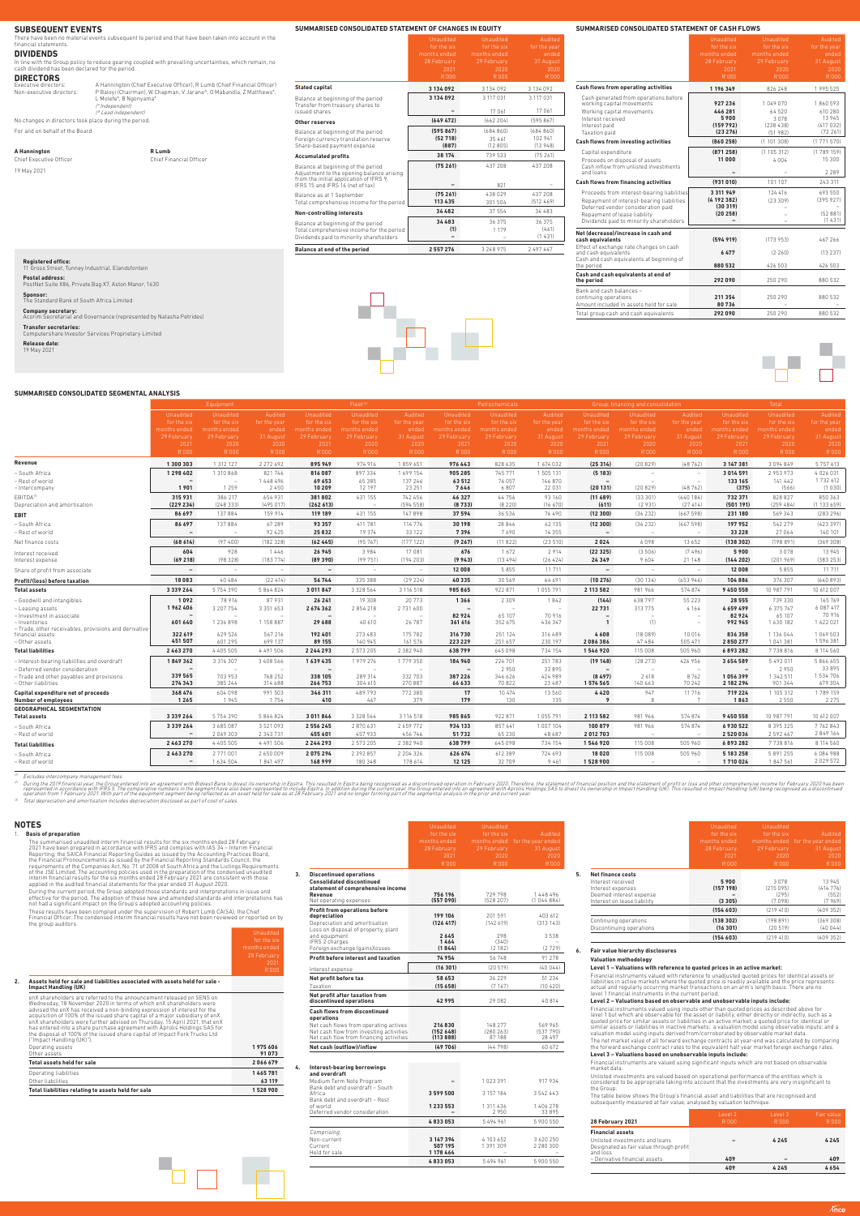## SUBSEQUENT EVENTS

There have been no material events subsequent to period end that have been taken into account in the financial statements.

## DIVIDENDS

In line with the Group policy to reduce gearing coupled with prevailing uncertainties, which remain, no cash dividend has been declared for the period.

## DIRECTORS

Executive directors: A Hannington (Chief Executive Officer), R Lumb (Chief Financial Officer)
Non-executive directors: P Baloyi (Chairman), W Chapman, V Jarana*, O Mabandla, Z Matthews*, L Molefe*, B Ngonyama#
(* Independent)
(# Lead independent)

No changes in directors took place during the period.

For and on behalf of the Board

**A Hannington**
Chief Executive Officer

**R Lumb**
Chief Financial Officer

19 May 2021

**Registered office:**
11 Gross Street, Tunney Industrial, Elandsfontein

**Postal address:**
PostNet Suite X86, Private Bag X7, Aston Manor, 1630

**Sponsor:**
The Standard Bank of South Africa Limited

**Company secretary:**
Acorim Secretarial and Governance (represented by Natasha Petrides)

**Transfer secretaries:**
Computershare Investor Services Proprietary Limited

**Release date:**
19 May 2021

## SUMMARISED CONSOLIDATED STATEMENT OF CHANGES IN EQUITY

| | Unaudited for the six months ended 28 February 2021 R'000 | Unaudited for the six months ended 29 February 2020 R'000 | Audited for the year ended 31 August 2020 R'000 |
|---|---|---|---|
| **Stated capital** | **3 134 092** | 3 134 092 | 3 134 092 |
| Balance at beginning of the period | 3 134 092 | 3 117 031 | 3 117 031 |
| Transfer from treasury shares to issued shares | – | 17 061 | 17 061 |
| **Other reserves** | **(649 472)** | (662 204) | (595 867) |
| Balance at beginning of the period | (595 867) | (684 860) | (684 860) |
| Foreign currency translation reserve | (52 718) | 35 461 | 102 941 |
| Share-based payment expense | (887) | (12 805) | (13 948) |
| **Accumulated profits** | **38 174** | 739 533 | (75 261) |
| Balance at beginning of the period | (75 261) | 437 208 | 437 208 |
| Adjustment to the opening balance arising from the initial application of IFRS 9, IFRS 15 and IFRS 16 (net of tax) | – | 821 | – |
| Balance as at 1 September | (75 261) | 438 029 | 437 208 |
| Total comprehensive income for the period | 113 435 | 301 504 | (512 469) |
| **Non-controlling interests** | **34 482** | 37 554 | 34 483 |
| Balance at beginning of the period | 34 483 | 36 375 | 36 375 |
| Total comprehensive income for the period | (1) | 1 179 | (461) |
| Dividends paid to minority shareholders | – | – | (1 431) |
| **Balance at end of the period** | **2 557 276** | 3 248 975 | 2 497 447 |

## SUMMARISED CONSOLIDATED STATEMENT OF CASH FLOWS

| | Unaudited for the six months ended 28 February 2021 R'000 | Unaudited for the six months ended 29 February 2020 R'000 | Audited for the year ended 31 August 2020 R'000 |
|---|---|---|---|
| **Cash flows from operating activities** | **1 196 349** | 826 248 | 1 995 525 |
| Cash generated from operations before working capital movements | 927 236 | 1 049 070 | 1 860 593 |
| Working capital movements | 446 281 | 64 520 | 610 280 |
| Interest received | 5 900 | 3 078 | 13 945 |
| Interest paid | (159 792) | (238 438) | (417 032) |
| Taxation paid | (23 276) | (51 982) | (72 261) |
| **Cash flows from investing activities** | **(860 258)** | (1 101 308) | (1 771 570) |
| Capital expenditure | (871 258) | (1 105 312) | (1 789 159) |
| Proceeds on disposal of assets | 11 000 | 4 004 | 15 300 |
| Cash inflow from unlisted investments and loans | – | – | 2 289 |
| **Cash flows from financing activities** | **(931 010)** | 101 107 | 243 311 |
| Proceeds from interest-bearing liabilities | 3 311 969 | 124 416 | 693 550 |
| Repayment of interest-bearing liabilities | (4 192 382) | (23 309) | (395 927) |
| Deferred vendor consideration paid | (30 319) | – | – |
| Repayment of lease liability | (20 258) | – | (52 881) |
| Dividends paid to minority shareholders | – | – | (1 431) |
| **Net (decrease)/increase in cash and cash equivalents** | **(594 919)** | (173 953) | 467 266 |
| Effect of exchange rate changes on cash and cash equivalents | 6 477 | (2 260) | (13 237) |
| Cash and cash equivalents at beginning of the period | 880 532 | 426 503 | 426 503 |
| **Cash and cash equivalents at end of the period** | **292 090** | 250 290 | 880 532 |
| Bank and cash balances – continuing operations | 211 354 | 250 290 | 880 532 |
| Amount included in assets held for sale | 80 736 | – | – |
| Total group cash and cash equivalents | 292 090 | 250 290 | 880 532 |

## SUMMARISED CONSOLIDATED SEGMENTAL ANALYSIS

| | Equipment | | | Fleet[2] | | | Petrochemicals | | | Group, financing and consolidation | | | Total | | |
|---|---|---|---|---|---|---|---|---|---|---|---|---|---|---|---|
| | Unaudited for the six months ended 28 February 2021 R'000 | Unaudited for the six months ended 29 February 2020 R'000 | Audited for the year ended 31 August 2020 R'000 | Unaudited for the six months ended 28 February 2021 R'000 | Unaudited for the six months ended 29 February 2020 R'000 | Audited for the year ended 31 August 2020 R'000 | Unaudited for the six months ended 28 February 2021 R'000 | Unaudited for the six months ended 29 February 2020 R'000 | Audited for the year ended 31 August 2020 R'000 | Unaudited for the six months ended 28 February 2021 R'000 | Unaudited for the six months ended 29 February 2020 R'000 | Audited for the year ended 31 August 2020 R'000 | Unaudited for the six months ended 28 February 2021 R'000 | Unaudited for the six months ended 29 February 2020 R'000 | Audited for the year ended 31 August 2020 R'000 |
| **Revenue** | **1 300 303** | 1 312 127 | 2 272 692 | **895 949** | 974 916 | 1 859 651 | **976 443** | 828 635 | 1 674 032 | **(25 314)** | (20 829) | (48 762) | **3 147 381** | 3 094 849 | 5 757 613 |
| – South Africa | 1 298 402 | 1 310 868 | 821 746 | 816 087 | 897 334 | 1 699 154 | 905 285 | 745 771 | 1 505 131 | (5 183) | – | – | 3 014 591 | 2 953 973 | 4 026 031 |
| – Rest of world | – | – | 1 448 496 | 69 653 | 65 385 | 137 246 | 63 512 | 76 057 | 146 870 | – | – | – | 133 165 | 141 442 | 1 732 612 |
| – Intercompany | 1 901 | 1 259 | 2 450 | 10 209 | 12 197 | 23 251 | 7 646 | 6 807 | 22 031 | (20 131) | (20 829) | (48 762) | (375) | (566) | (1 030) |
| EBITDA[1] | 315 931 | 386 217 | 654 931 | 381 802 | 431 155 | 742 456 | 46 327 | 44 756 | 93 160 | (11 689) | (33 301) | (640 184) | 732 371 | 828 827 | 850 363 |
| Depreciation and amortisation | (229 234) | (248 333) | (495 017) | (262 613) | – | (594 558) | (8 733) | (8 220) | (16 670) | (611) | (2 931) | (27 414) | (501 191) | (259 484) | (1 133 659) |
| **EBIT** | **86 697** | 137 884 | 159 914 | **119 189** | 431 155 | 147 898 | **37 594** | 36 536 | 76 490 | **(12 300)** | (36 232) | (667 598) | **231 180** | 569 343 | (283 296) |
| – South Africa | 86 697 | 137 884 | 67 289 | 93 357 | 411 781 | 114 776 | 30 198 | 28 846 | 62 135 | (12 300) | (36 232) | (667 598) | 197 952 | 542 279 | (423 397) |
| – Rest of world | – | – | 92 625 | 25 832 | 19 374 | 33 122 | 7 396 | 7 690 | 14 355 | – | – | – | 33 228 | 27 064 | 140 101 |
| Net finance costs | (68 614) | (97 400) | (182 328) | (62 445) | (95 767) | (177 122) | (9 267) | (11 822) | (23 510) | 2 024 | 6 098 | 13 652 | (138 302) | (198 891) | (369 308) |
| Interest received | 604 | 928 | 1 446 | 26 945 | 3 984 | 17 081 | 676 | 1 672 | 2 914 | (22 325) | (3 506) | (7 496) | 5 900 | 3 078 | 13 945 |
| Interest expense | (69 218) | (98 328) | (183 774) | (89 390) | (99 751) | (194 203) | (9 943) | (13 494) | (26 424) | 24 349 | 9 604 | 21 148 | (144 202) | (201 969) | (383 253) |
| Share of profit from associate | – | – | – | – | – | – | 12 008 | 5 855 | 11 711 | – | – | – | 12 008 | 5 855 | 11 711 |
| **Profit/(loss) before taxation** | **18 083** | 40 484 | (22 414) | **56 744** | 335 388 | (29 224) | **40 335** | 30 569 | 64 691 | **(10 276)** | (30 134) | (653 946) | **104 886** | 376 307 | (640 893) |
| **Total assets** | **3 339 264** | 5 754 390 | 5 864 824 | **3 011 847** | 3 328 564 | 3 116 518 | **985 865** | 922 871 | 1 055 791 | **2 113 582** | 981 966 | 574 874 | **9 450 558** | 10 987 791 | 10 612 007 |
| – Goodwill and intangibles | 1 092 | 78 916 | 87 931 | 26 241 | 19 308 | 20 773 | 1 366 | 2 309 | 1 842 | (144) | 638 797 | 55 223 | 28 555 | 739 330 | 165 769 |
| – Leasing assets | 1 962 406 | 3 207 754 | 3 351 653 | 2 674 362 | 2 854 218 | 2 731 600 | – | – | – | 22 731 | 313 775 | 4 164 | 4 659 499 | 6 375 747 | 6 087 417 |
| – Investment in associate | – | – | – | – | – | – | 82 924 | 65 107 | 70 916 | – | – | – | 82 924 | 65 107 | 70 916 |
| – Inventories | 601 640 | 1 236 898 | 1 158 887 | 29 688 | 40 610 | 26 787 | 361 616 | 352 675 | 436 347 | 1 | (1) | – | 992 945 | 1 630 182 | 1 622 021 |
| – Trade, other receivables, provisions and derivative financial assets | 322 619 | 629 526 | 567 216 | 192 401 | 273 483 | 175 782 | 316 730 | 251 124 | 316 489 | 4 608 | (18 089) | 10 016 | 836 358 | 1 136 044 | 1 069 503 |
| – Other assets | 451 507 | 601 295 | 699 137 | 89 155 | 140 945 | 161 576 | 223 229 | 251 657 | 230 197 | 2 086 386 | 47 484 | 505 471 | 2 850 277 | 1 041 381 | 1 596 381 |
| **Total liabilities** | **2 463 270** | 4 405 505 | 4 491 506 | **2 244 293** | 2 573 205 | 2 382 940 | **638 799** | 645 098 | 734 154 | **1 546 920** | 115 008 | 505 960 | **6 893 282** | 7 738 816 | 8 114 560 |
| – Interest-bearing liabilities and overdraft | 1 849 362 | 3 316 307 | 3 408 566 | 1 639 435 | 1 979 276 | 1 779 350 | 184 940 | 224 701 | 251 783 | (19 148) | (28 273) | 426 956 | 3 654 589 | 5 492 011 | 5 866 655 |
| – Deferred vendor consideration | – | – | – | – | – | – | – | 2 950 | 33 895 | – | – | – | – | 2 950 | 33 895 |
| – Trade and other payables and provisions | 339 565 | 703 953 | 768 252 | 338 105 | 289 314 | 332 703 | 387 226 | 346 626 | 424 989 | (8 497) | 2 618 | 8 762 | 1 056 399 | 1 342 511 | 1 534 706 |
| – Other liabilities | 274 343 | 385 244 | 314 688 | 266 753 | 304 615 | 270 887 | 66 633 | 70 822 | 23 487 | 1 574 565 | 140 663 | 70 242 | 2 182 294 | 901 344 | 679 304 |
| **Capital expenditure net of proceeds** | **368 476** | 604 098 | 991 503 | **346 311** | 489 793 | 772 380 | **17** | 10 474 | 13 560 | **4 420** | 947 | 11 716 | **719 224** | 1 105 312 | 1 789 159 |
| **Number of employees** | **1 265** | 1 945 | 1 754 | **410** | 467 | 379 | **179** | 130 | 135 | **9** | 8 | 7 | **1 863** | 2 550 | 2 275 |
| **GEOGRAPHICAL SEGMENTATION** | | | | | | | | | | | | | | | |
| **Total assets** | **3 339 264** | 5 754 390 | 5 864 824 | **3 011 846** | 3 328 564 | 3 116 518 | **985 865** | 922 871 | 1 055 791 | **2 113 582** | 981 966 | 574 874 | **9 450 558** | 10 987 791 | 10 612 007 |
| – South Africa | 3 339 264 | 3 685 087 | 3 521 093 | 2 556 245 | 2 870 631 | 2 659 772 | 934 133 | 857 641 | 1 007 104 | 100 879 | 981 966 | 574 874 | 6 930 522 | 8 395 325 | 7 762 843 |
| – Rest of world | – | 2 069 303 | 2 343 731 | 455 601 | 457 933 | 456 746 | 51 732 | 65 230 | 48 687 | 2 012 703 | – | – | 2 520 036 | 2 592 467 | 2 849 164 |
| **Total liabilities** | **2 463 270** | 4 405 505 | 4 491 506 | **2 244 293** | 2 573 205 | 2 382 940 | **638 799** | 645 098 | 734 154 | **1 546 920** | 115 008 | 505 960 | **6 893 282** | 7 738 816 | 8 114 560 |
| – South Africa | 2 463 270 | 2 771 001 | 2 650 009 | 2 075 294 | 2 392 857 | 2 204 326 | 626 674 | 612 389 | 724 693 | 18 020 | 115 008 | 505 960 | 5 183 258 | 5 891 255 | 6 084 988 |
| – Rest of world | – | 1 634 504 | 1 841 497 | 168 999 | 180 348 | 178 614 | 12 125 | 32 709 | 9 461 | 1 528 900 | – | – | 1 710 024 | 1 847 561 | 2 029 572 |

[1] Excludes intercompany management fees.

[2] During the 2019 financial year, the Group entered into an agreement with Bidvest Bank to divest its ownership in Eqstra. This resulted in Eqstra being recognised as a discontinued operation in February 2020. Therefore, the statement of financial position and the statement of profit or loss and other comprehensive income for February 2020 has been represented in accordance with IFRS 5. The comparative numbers in the segment have also been represented to include Eqstra. In addition during the current year, the Group entered into an agreement with Aprolis Holdings SAS to divest its ownership in Impact Handling (UK). This resulted in Impact Handling (UK) being recognised as a discontinued operation from 1 February 2021. With part of the equipment segment being reflected as an asset held for sale as at 28 February 2021 and no longer forming part of the segmental analysis in the prior and current year.

[3] Total depreciation and amortisation includes depreciation disclosed as part of cost of sales.

## NOTES

### 1. Basis of preparation

The summarised unaudited interim financial results for the six months ended 28 February 2021 have been prepared in accordance with IFRS and complies with IAS 34 – Interim Financial Reporting, the SAICA Financial Reporting Guides as issued by the Accounting Practices Board, the Financial Pronouncements as issued by the Financial Reporting Standards Council, the requirements of the Companies Act, No. 71 of 2008 of South Africa and the Listings Requirements of the JSE Limited. The accounting policies used in the preparation of the condensed unaudited interim financial results for the six months ended 28 February 2021 are consistent with those applied in the audited financial statements for the year ended 31 August 2020.

During the current period, the Group adopted those standards and interpretations in issue and effective for the period. The adoption of these new and amended standards and interpretations has not had a significant impact on the Group's adopted accounting policies.

These results have been compiled under the supervision of Robert Lumb CA(SA), the Chief Financial Officer. The condensed interim financial results have not been reviewed or reported on by the group auditors.

### 2. Assets held for sale and liabilities associated with assets held for sale – Impact Handling (UK)

enX shareholders are referred to the announcement released on SENS on Wednesday, 18 November 2020 in terms of which enX shareholders were advised the enX has received a non-binding expression of interest for the acquisition of 100% of the issued share capital of a major subsidiary of enX. enX shareholders were further advised on Thursday, 15 April 2021, that enX has entered into a share purchase agreement with Aprolis Holdings SAS for the disposal of 100% of the issued share capital of Impact Fork Trucks Ltd ("Impact Handling (UK)").

| | Unaudited for the six months ended 28 February 2021 R'000 |
|---|---|
| Operating assets | 1 975 606 |
| Other assets | 91 073 |
| **Total assets held for sale** | **2 066 679** |
| Operating liabilities | 1 465 781 |
| Other liabilities | 63 119 |
| **Total liabilities relating to assets held for sale** | **1 528 900** |

### 3. Discontinued operations

| | Unaudited for the six months ended 28 February 2021 R'000 | Unaudited for the six months ended 29 February 2020 R'000 | Audited for the year ended 31 August 2020 R'000 |
|---|---|---|---|
| **Consolidated discontinued statement of comprehensive income** | | | |
| **Revenue** | **756 196** | 729 798 | 1 448 496 |
| Net operating expenses | (557 090) | (528 207) | (1 044 884) |
| **Profit from operations before depreciation** | **199 106** | 201 591 | 403 612 |
| Depreciation and amortisation | (126 417) | (142 619) | (313 143) |
| Loss on disposal of property, plant and equipment | 2 645 | 298 | 3 538 |
| IFRS 2 charges | 1 464 | (340) | – |
| Foreign exchange (gains)/losses | (1 844) | (2 182) | (2 729) |
| **Profit before interest and taxation** | **74 954** | 56 748 | 91 278 |
| Interest expense | (16 301) | (20 519) | (40 044) |
| **Net profit before tax** | **58 653** | 36 229 | 51 234 |
| Taxation | (15 658) | (7 147) | (10 420) |
| **Net profit after taxation from discontinued operations** | **42 995** | 29 082 | 40 814 |
| **Cash flows from discontinued operations** | | | |
| Net cash flows from operating activities | 216 830 | 148 277 | 569 965 |
| Net cash flows from investing activities | (152 648) | (280 263) | (537 790) |
| Net cash flows from financing activities | (113 888) | 87 188 | 28 497 |
| **Net cash (outflow)/inflow** | **(49 706)** | (44 798) | 60 672 |

### 4. Interest-bearing borrowings and overdraft

| | Unaudited for the six months ended 28 February 2021 R'000 | Unaudited for the six months ended 29 February 2020 R'000 | Audited for the year ended 31 August 2020 R'000 |
|---|---|---|---|
| Medium Term Note Program | – | 1 023 391 | 917 934 |
| Bank debt and overdraft – South Africa | 3 599 500 | 3 157 184 | 3 542 443 |
| Bank debt and overdraft – Rest of world | 1 233 553 | 1 311 436 | 1 406 278 |
| Deferred vendor consideration | – | 2 950 | 33 895 |
| | **4 833 053** | 5 494 961 | 5 900 550 |
| *Comprising:* | | | |
| Non-current | 3 147 394 | 4 103 652 | 3 620 250 |
| Current | 507 195 | 1 391 309 | 2 280 300 |
| Held for sale | 1 178 464 | – | – |
| | **4 833 053** | 5 494 961 | 5 900 550 |

### 5. Net finance costs

| | Unaudited for the six months ended 28 February 2021 R'000 | Unaudited for the six months ended 29 February 2020 R'000 | Audited for the year ended 31 August 2020 R'000 |
|---|---|---|---|
| Interest received | 5 900 | 3 078 | 13 945 |
| Interest expenses | (157 198) | (215 095) | (414 776) |
| Deemed interest expense | – | (295) | (552) |
| Interest on lease liability | (3 305) | (7 098) | (7 969) |
| | **(154 603)** | (219 410) | (409 352) |
| Continuing operations | (138 302) | (198 891) | (369 308) |
| Discontinued operations | (16 301) | (20 519) | (40 044) |
| | **(154 603)** | (219 410) | (409 352) |

### 6. Fair value hierarchy disclosures

**Valuation methodology**

**Level 1 – Valuations with reference to quoted prices in an active market:**

Financial instruments valued with reference to unadjusted quoted prices for identical assets or liabilities in active markets where the quoted price is readily available and the price represents actual and regularly occurring market transactions on an arm's length basis. There are no level 1 financial instruments in the current period.

**Level 2 – Valuations based on observable and unobservable inputs include:**

Financial instruments valued using inputs other than quoted prices as described above for level 1 but which are observable for the asset or liability, either directly or indirectly, such as a quoted price for similar assets or liabilities in an active market; a quoted price for identical or similar assets or liabilities in inactive markets; a valuation model using observable inputs; and a valuation model using inputs derived from/corroborated by observable market data.

The net market value of all forward exchange contracts at year-end was calculated by comparing the forward exchange contract rates to the equivalent half year market foreign exchange rates.

**Level 3 – Valuations based on unobservable inputs include:**

Financial instruments are valued using significant inputs which are not based on observable market data.

Unlisted investments are valued based on operational performance of the entities which is considered to be appropriate taking into account that the investments are very insignificant to the Group.

The table below shows the Group's financial asset and liabilities that are recognised and subsequently measured at fair value, analysed by valuation technique.

| 28 February 2021 | Level 2 R'000 | Level 3 R'000 | Fair value R'000 |
|---|---|---|---|
| **Financial assets** | | | |
| Unlisted investments and loans designated as fair value through profit and loss | – | 4 245 | 4 245 |
| – Derivative financial assets | 409 | – | 409 |
| | **409** | **4 245** | **4 654** |